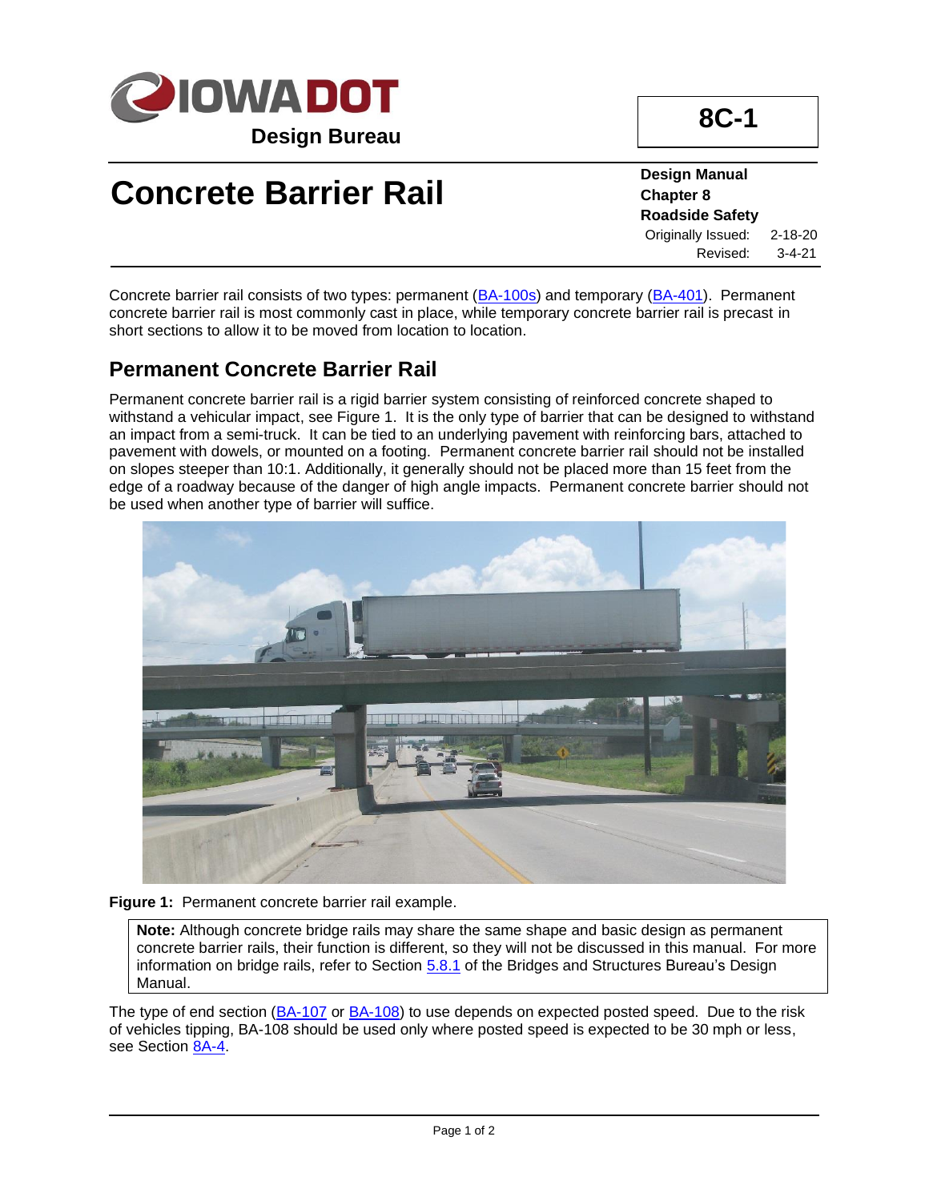IOWA DOT
**Design Bureau**

**8C-1**

# Concrete Barrier Rail

**Design Manual**
**Chapter 8**
**Roadside Safety**
Originally Issued: 2-18-20
Revised: 3-4-21

Concrete barrier rail consists of two types: permanent (BA-100s) and temporary (BA-401). Permanent concrete barrier rail is most commonly cast in place, while temporary concrete barrier rail is precast in short sections to allow it to be moved from location to location.

## Permanent Concrete Barrier Rail

Permanent concrete barrier rail is a rigid barrier system consisting of reinforced concrete shaped to withstand a vehicular impact, see Figure 1. It is the only type of barrier that can be designed to withstand an impact from a semi-truck. It can be tied to an underlying pavement with reinforcing bars, attached to pavement with dowels, or mounted on a footing. Permanent concrete barrier rail should not be installed on slopes steeper than 10:1. Additionally, it generally should not be placed more than 15 feet from the edge of a roadway because of the danger of high angle impacts. Permanent concrete barrier should not be used when another type of barrier will suffice.

**Figure 1:** Permanent concrete barrier rail example.

> **Note:** Although concrete bridge rails may share the same shape and basic design as permanent concrete barrier rails, their function is different, so they will not be discussed in this manual. For more information on bridge rails, refer to Section 5.8.1 of the Bridges and Structures Bureau's Design Manual.

The type of end section (BA-107 or BA-108) to use depends on expected posted speed. Due to the risk of vehicles tipping, BA-108 should be used only where posted speed is expected to be 30 mph or less, see Section 8A-4.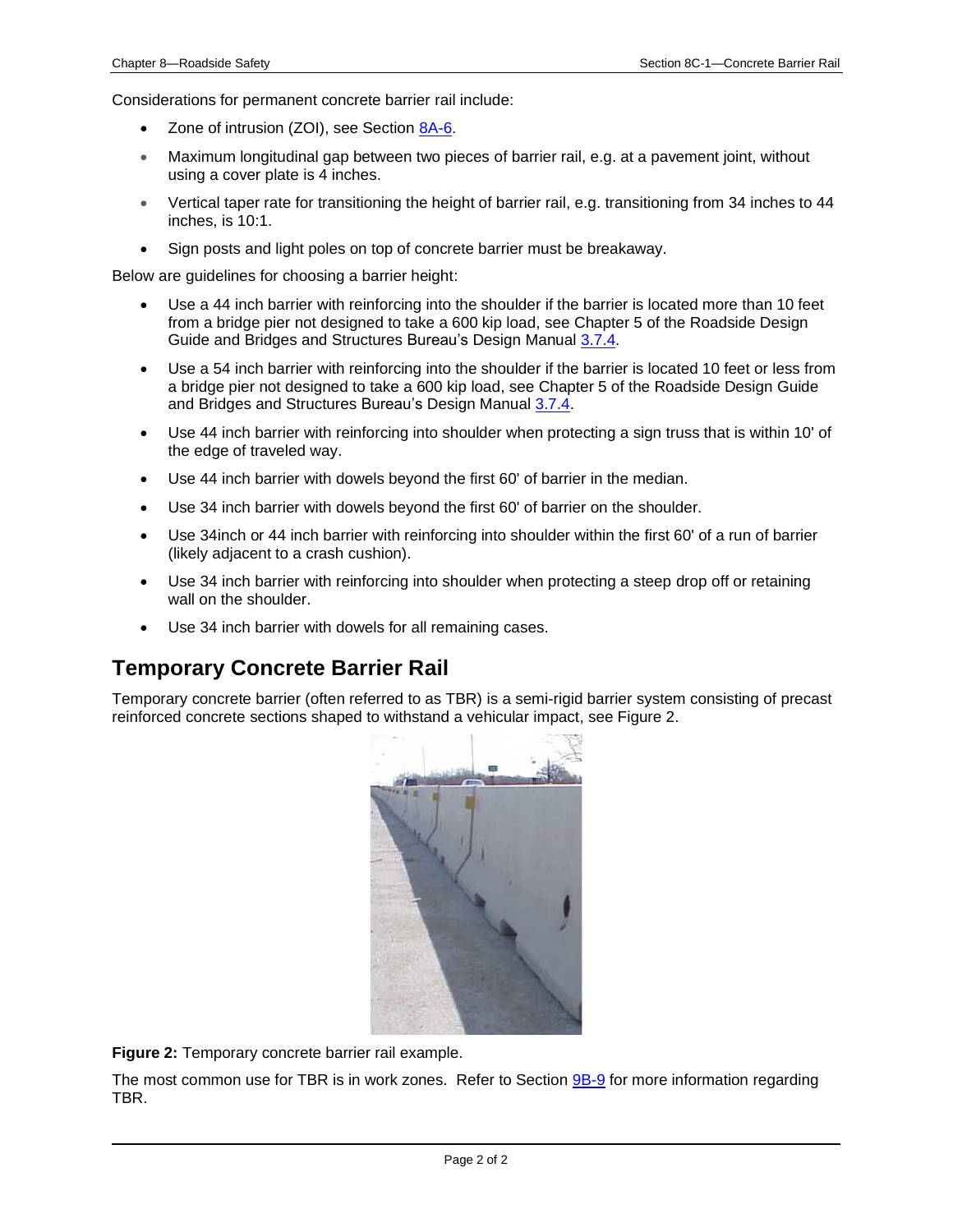Considerations for permanent concrete barrier rail include:

- Zone of intrusion (ZOI), see Section 8A-6.
- Maximum longitudinal gap between two pieces of barrier rail, e.g. at a pavement joint, without using a cover plate is 4 inches.
- Vertical taper rate for transitioning the height of barrier rail, e.g. transitioning from 34 inches to 44 inches, is 10:1.
- Sign posts and light poles on top of concrete barrier must be breakaway.

Below are guidelines for choosing a barrier height:

- Use a 44 inch barrier with reinforcing into the shoulder if the barrier is located more than 10 feet from a bridge pier not designed to take a 600 kip load, see Chapter 5 of the Roadside Design Guide and Bridges and Structures Bureau's Design Manual 3.7.4.
- Use a 54 inch barrier with reinforcing into the shoulder if the barrier is located 10 feet or less from a bridge pier not designed to take a 600 kip load, see Chapter 5 of the Roadside Design Guide and Bridges and Structures Bureau's Design Manual 3.7.4.
- Use 44 inch barrier with reinforcing into shoulder when protecting a sign truss that is within 10' of the edge of traveled way.
- Use 44 inch barrier with dowels beyond the first 60' of barrier in the median.
- Use 34 inch barrier with dowels beyond the first 60' of barrier on the shoulder.
- Use 34inch or 44 inch barrier with reinforcing into shoulder within the first 60' of a run of barrier (likely adjacent to a crash cushion).
- Use 34 inch barrier with reinforcing into shoulder when protecting a steep drop off or retaining wall on the shoulder.
- Use 34 inch barrier with dowels for all remaining cases.

## Temporary Concrete Barrier Rail

Temporary concrete barrier (often referred to as TBR) is a semi-rigid barrier system consisting of precast reinforced concrete sections shaped to withstand a vehicular impact, see Figure 2.

**Figure 2:** Temporary concrete barrier rail example.

The most common use for TBR is in work zones. Refer to Section 9B-9 for more information regarding TBR.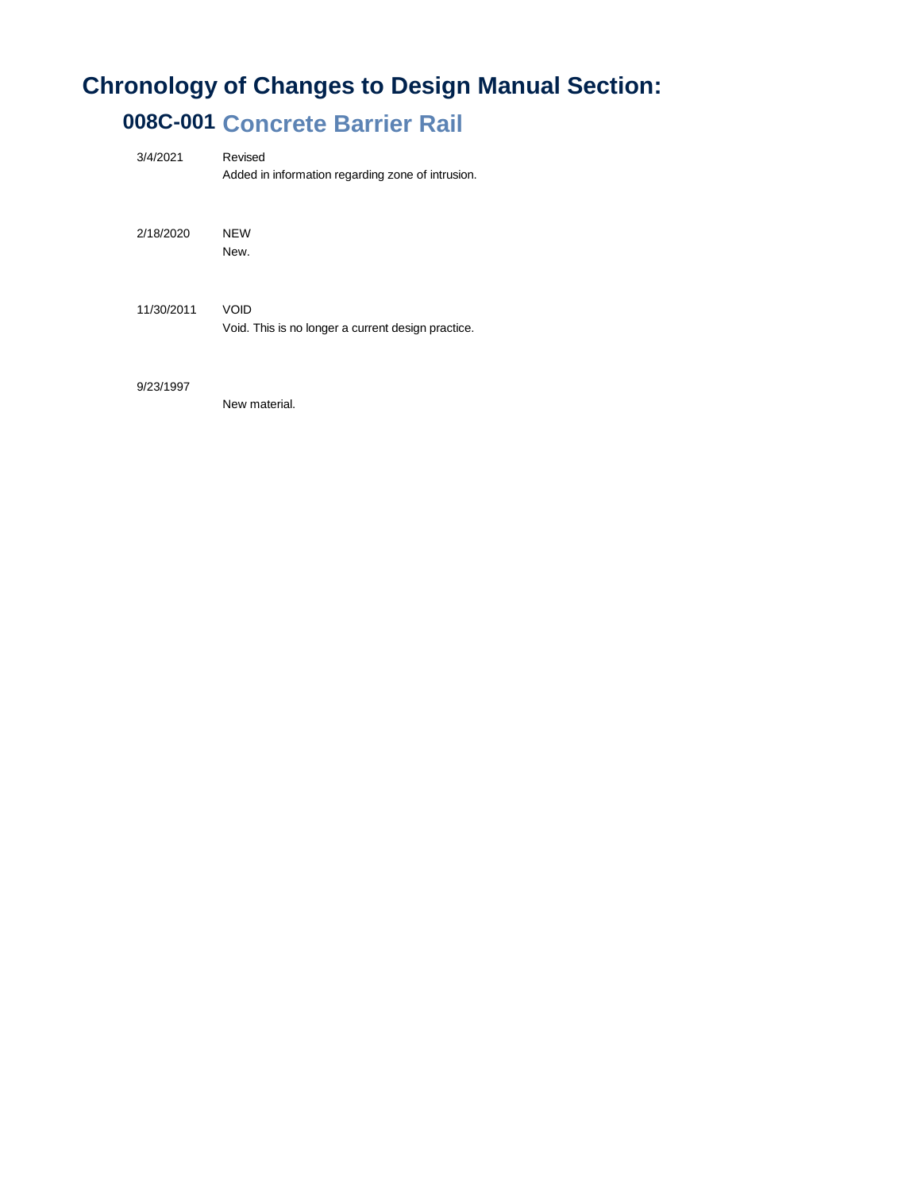# Chronology of Changes to Design Manual Section:

## 008C-001 Concrete Barrier Rail

3/4/2021 Revised

Added in information regarding zone of intrusion.

2/18/2020 NEW

New.

11/30/2011 VOID

Void. This is no longer a current design practice.

9/23/1997

New material.